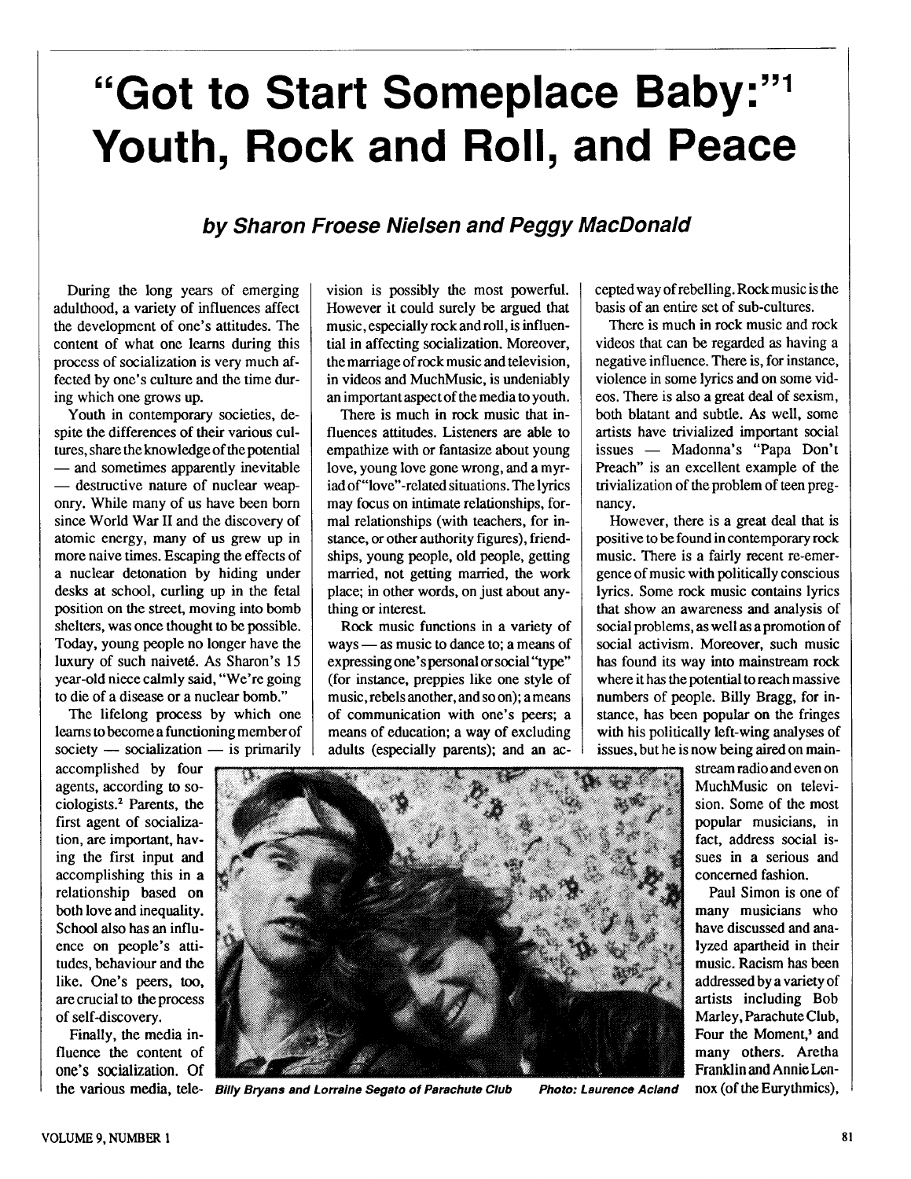# "Got to Start Someplace Baby:"[1] Youth, Rock and Roll, and Peace

### *by Sharon Froese Nielsen and Peggy MacDonald*

During the long years of emerging adulthood, a variety of influences affect the development of one's attitudes. The content of what one learns during this process of socialization is very much affected by one's culture and the time during which one grows up.

Youth in contemporary societies, despite the differences of their various cultures, share the knowledge of the potential — and sometimes apparently inevitable — destructive nature of nuclear weaponry. While many of us have been born since World War II and the discovery of atomic energy, many of us grew up in more naive times. Escaping the effects of a nuclear detonation by hiding under desks at school, curling up in the fetal position on the street, moving into bomb shelters, was once thought to be possible. Today, young people no longer have the luxury of such naiveté. As Sharon's 15 year-old niece calmly said, "We're going to die of a disease or a nuclear bomb."

The lifelong process by which one learns to become a functioning member of society — socialization — is primarily accomplished by four agents, according to sociologists.[2] Parents, the first agent of socialization, are important, having the first input and accomplishing this in a relationship based on both love and inequality. School also has an influence on people's attitudes, behaviour and the like. One's peers, too, are crucial to the process of self-discovery.

Finally, the media influence the content of one's socialization. Of the various media, television is possibly the most powerful. However it could surely be argued that music, especially rock and roll, is influential in affecting socialization. Moreover, the marriage of rock music and television, in videos and MuchMusic, is undeniably an important aspect of the media to youth.

There is much in rock music that influences attitudes. Listeners are able to empathize with or fantasize about young love, young love gone wrong, and a myriad of "love"-related situations. The lyrics may focus on intimate relationships, formal relationships (with teachers, for instance, or other authority figures), friendships, young people, old people, getting married, not getting married, the work place; in other words, on just about anything or interest.

Rock music functions in a variety of ways — as music to dance to; a means of expressing one's personal or social "type" (for instance, preppies like one style of music, rebels another, and so on); a means of communication with one's peers; a means of education; a way of excluding adults (especially parents); and an accepted way of rebelling. Rock music is the basis of an entire set of sub-cultures.

There is much in rock music and rock videos that can be regarded as having a negative influence. There is, for instance, violence in some lyrics and on some videos. There is also a great deal of sexism, both blatant and subtle. As well, some artists have trivialized important social issues — Madonna's "Papa Don't Preach" is an excellent example of the trivialization of the problem of teen pregnancy.

However, there is a great deal that is positive to be found in contemporary rock music. There is a fairly recent re-emergence of music with politically conscious lyrics. Some rock music contains lyrics that show an awareness and analysis of social problems, as well as a promotion of social activism. Moreover, such music has found its way into mainstream rock where it has the potential to reach massive numbers of people. Billy Bragg, for instance, has been popular on the fringes with his politically left-wing analyses of issues, but he is now being aired on mainstream radio and even on MuchMusic on television. Some of the most popular musicians, in fact, address social issues in a serious and concerned fashion.

*Billy Bryans and Lorraine Segato of Parachute Club* *Photo: Laurence Acland*

Paul Simon is one of many musicians who have discussed and analyzed apartheid in their music. Racism has been addressed by a variety of artists including Bob Marley, Parachute Club, Four the Moment,[3] and many others. Aretha Franklin and Annie Lennox (of the Eurythmics),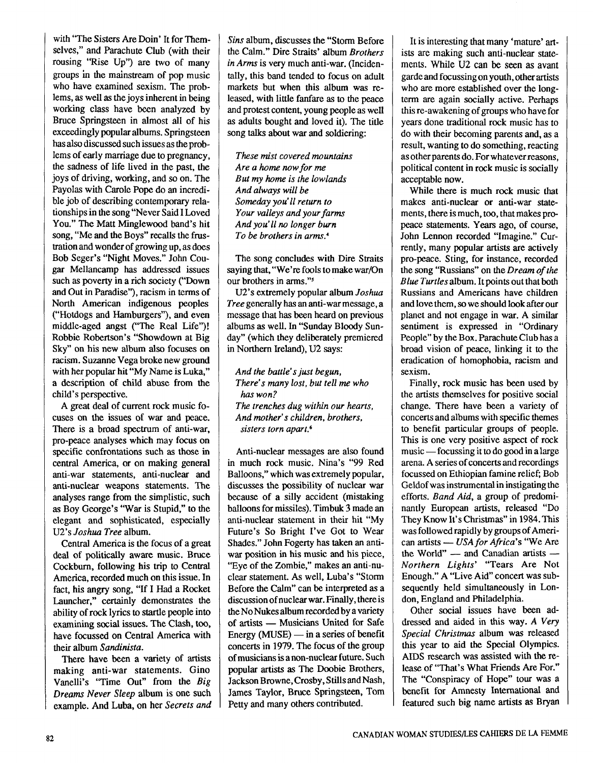with "The Sisters Are Doin' It for Themselves," and Parachute Club (with their rousing "Rise Up") are two of many groups in the mainstream of pop music who have examined sexism. The problems, as well as the joys inherent in being working class have been analyzed by Bruce Springsteen in almost all of his exceedingly popular albums. Springsteen has also discussed such issues as the problems of early marriage due to pregnancy, the sadness of life lived in the past, the joys of driving, working, and so on. The Payolas with Carole Pope do an incredible job of describing contemporary relationships in the song "Never Said I Loved You." The Matt Minglewood band's hit song, "Me and the Boys" recalls the frustration and wonder of growing up, as does Bob Seger's "Night Moves." John Cougar Mellancamp has addressed issues such as poverty in a rich society ("Down and Out in Paradise"), racism in terms of North American indigenous peoples ("Hotdogs and Hamburgers"), and even middle-aged angst ("The Real Life")! Robbie Robertson's "Showdown at Big Sky" on his new album also focuses on racism. Suzanne Vega broke new ground with her popular hit "My Name is Luka," a description of child abuse from the child's perspective.

A great deal of current rock music focuses on the issues of war and peace. There is a broad spectrum of anti-war, pro-peace analyses which may focus on specific confrontations such as those in central America, or on making general anti-war statements, anti-nuclear and anti-nuclear weapons statements. The analyses range from the simplistic, such as Boy George's "War is Stupid," to the elegant and sophisticated, especially U2's *Joshua Tree* album.

Central America is the focus of a great deal of politically aware music. Bruce Cockburn, following his trip to Central America, recorded much on this issue. In fact, his angry song, "If I Had a Rocket Launcher," certainly demonstrates the ability of rock lyrics to startle people into examining social issues. The Clash, too, have focussed on Central America with their album *Sandinista*.

There have been a variety of artists making anti-war statements. Gino Vanelli's "Time Out" from the *Big Dreams Never Sleep* album is one such example. And Luba, on her *Secrets and Sins* album, discusses the "Storm Before the Calm." Dire Straits' album *Brothers in Arms* is very much anti-war. (Incidentally, this band tended to focus on adult markets but when this album was released, with little fanfare as to the peace and protest content, young people as well as adults bought and loved it). The title song talks about war and soldiering:

*These mist covered mountains*
*Are a home now for me*
*But my home is the lowlands*
*And always will be*
*Someday you'll return to*
*Your valleys and your farms*
*And you'll no longer burn*
*To be brothers in arms.*[4]

The song concludes with Dire Straits saying that, "We're fools to make war/On our brothers in arms."[5]

U2's extremely popular album *Joshua Tree* generally has an anti-war message, a message that has been heard on previous albums as well. In "Sunday Bloody Sunday" (which they deliberately premiered in Northern Ireland), U2 says:

*And the battle's just begun,*
*There's many lost, but tell me who has won?*
*The trenches dug within our hearts,*
*And mother's children, brothers, sisters torn apart.*[6]

Anti-nuclear messages are also found in much rock music. Nina's "99 Red Balloons," which was extremely popular, discusses the possibility of nuclear war because of a silly accident (mistaking balloons for missiles). Timbuk 3 made an anti-nuclear statement in their hit "My Future's So Bright I've Got to Wear Shades." John Fogerty has taken an anti-war position in his music and his piece, "Eye of the Zombie," makes an anti-nuclear statement. As well, Luba's "Storm Before the Calm" can be interpreted as a discussion of nuclear war. Finally, there is the No Nukes album recorded by a variety of artists — Musicians United for Safe Energy (MUSE) — in a series of benefit concerts in 1979. The focus of the group of musicians is a non-nuclear future. Such popular artists as The Doobie Brothers, Jackson Browne, Crosby, Stills and Nash, James Taylor, Bruce Springsteen, Tom Petty and many others contributed.

It is interesting that many 'mature' artists are making such anti-nuclear statements. While U2 can be seen as avant garde and focussing on youth, other artists who are more established over the long-term are again socially active. Perhaps this re-awakening of groups who have for years done traditional rock music has to do with their becoming parents and, as a result, wanting to do something, reacting as other parents do. For whatever reasons, political content in rock music is socially acceptable now.

While there is much rock music that makes anti-nuclear or anti-war statements, there is much, too, that makes pro-peace statements. Years ago, of course, John Lennon recorded "Imagine." Currently, many popular artists are actively pro-peace. Sting, for instance, recorded the song "Russians" on the *Dream of the Blue Turtles* album. It points out that both Russians and Americans have children and love them, so we should look after our planet and not engage in war. A similar sentiment is expressed in "Ordinary People" by the Box. Parachute Club has a broad vision of peace, linking it to the eradication of homophobia, racism and sexism.

Finally, rock music has been used by the artists themselves for positive social change. There have been a variety of concerts and albums with specific themes to benefit particular groups of people. This is one very positive aspect of rock music — focussing it to do good in a large arena. A series of concerts and recordings focussed on Ethiopian famine relief; Bob Geldof was instrumental in instigating the efforts. *Band Aid*, a group of predominantly European artists, released "Do They Know It's Christmas" in 1984. This was followed rapidly by groups of American artists — *USA for Africa*'s "We Are the World" — and Canadian artists — *Northern Lights*' "Tears Are Not Enough." A "Live Aid" concert was subsequently held simultaneously in London, England and Philadelphia.

Other social issues have been addressed and aided in this way. *A Very Special Christmas* album was released this year to aid the Special Olympics. AIDS research was assisted with the release of "That's What Friends Are For." The "Conspiracy of Hope" tour was a benefit for Amnesty International and featured such big name artists as Bryan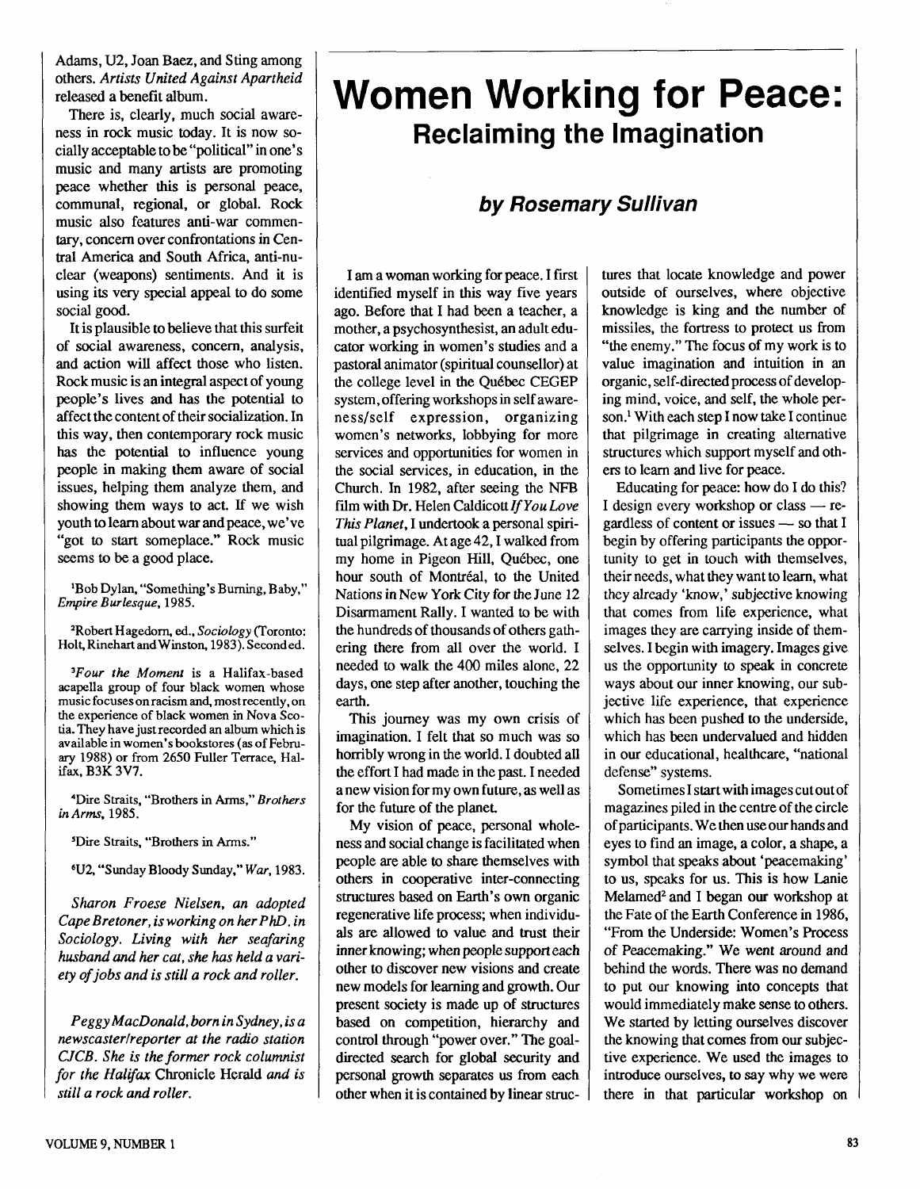Adams, U2, Joan Baez, and Sting among others. *Artists United Against Apartheid* released a benefit album.

There is, clearly, much social awareness in rock music today. It is now socially acceptable to be "political" in one's music and many artists are promoting peace whether this is personal peace, communal, regional, or global. Rock music also features anti-war commentary, concern over confrontations in Central America and South Africa, anti-nuclear (weapons) sentiments. And it is using its very special appeal to do some social good.

It is plausible to believe that this surfeit of social awareness, concern, analysis, and action will affect those who listen. Rock music is an integral aspect of young people's lives and has the potential to affect the content of their socialization. In this way, then contemporary rock music has the potential to influence young people in making them aware of social issues, helping them analyze them, and showing them ways to act. If we wish youth to learn about war and peace, we've "got to start someplace." Rock music seems to be a good place.

[1]Bob Dylan, "Something's Burning, Baby," *Empire Burlesque*, 1985.

[2]Robert Hagedorn, ed., *Sociology* (Toronto: Holt, Rinehart and Winston, 1983). Second ed.

[3]*Four the Moment* is a Halifax-based acapella group of four black women whose music focuses on racism and, most recently, on the experience of black women in Nova Scotia. They have just recorded an album which is available in women's bookstores (as of February 1988) or from 2650 Fuller Terrace, Halifax, B3K 3V7.

[4]Dire Straits, "Brothers in Arms," *Brothers in Arms*, 1985.

[5]Dire Straits, "Brothers in Arms."

[6]U2, "Sunday Bloody Sunday," *War*, 1983.

*Sharon Froese Nielsen, an adopted Cape Bretoner, is working on her PhD. in Sociology. Living with her seafaring husband and her cat, she has held a variety of jobs and is still a rock and roller.*

*Peggy MacDonald, born in Sydney, is a newscaster/reporter at the radio station CJCB. She is the former rock columnist for the Halifax* Chronicle Herald *and is still a rock and roller.*

# Women Working for Peace: Reclaiming the Imagination

### by Rosemary Sullivan

I am a woman working for peace. I first identified myself in this way five years ago. Before that I had been a teacher, a mother, a psychosynthesist, an adult educator working in women's studies and a pastoral animator (spiritual counsellor) at the college level in the Québec CEGEP system, offering workshops in self awareness/self expression, organizing women's networks, lobbying for more services and opportunities for women in the social services, in education, in the Church. In 1982, after seeing the NFB film with Dr. Helen Caldicott *If You Love This Planet*, I undertook a personal spiritual pilgrimage. At age 42, I walked from my home in Pigeon Hill, Québec, one hour south of Montréal, to the United Nations in New York City for the June 12 Disarmament Rally. I wanted to be with the hundreds of thousands of others gathering there from all over the world. I needed to walk the 400 miles alone, 22 days, one step after another, touching the earth.

This journey was my own crisis of imagination. I felt that so much was so horribly wrong in the world. I doubted all the effort I had made in the past. I needed a new vision for my own future, as well as for the future of the planet.

My vision of peace, personal wholeness and social change is facilitated when people are able to share themselves with others in cooperative inter-connecting structures based on Earth's own organic regenerative life process; when individuals are allowed to value and trust their inner knowing; when people support each other to discover new visions and create new models for learning and growth. Our present society is made up of structures based on competition, hierarchy and control through "power over." The goal-directed search for global security and personal growth separates us from each other when it is contained by linear structures that locate knowledge and power outside of ourselves, where objective knowledge is king and the number of missiles, the fortress to protect us from "the enemy." The focus of my work is to value imagination and intuition in an organic, self-directed process of developing mind, voice, and self, the whole person.[1] With each step I now take I continue that pilgrimage in creating alternative structures which support myself and others to learn and live for peace.

Educating for peace: how do I do this? I design every workshop or class — regardless of content or issues — so that I begin by offering participants the opportunity to get in touch with themselves, their needs, what they want to learn, what they already 'know,' subjective knowing that comes from life experience, what images they are carrying inside of themselves. I begin with imagery. Images give us the opportunity to speak in concrete ways about our inner knowing, our subjective life experience, that experience which has been pushed to the underside, which has been undervalued and hidden in our educational, healthcare, "national defense" systems.

Sometimes I start with images cut out of magazines piled in the centre of the circle of participants. We then use our hands and eyes to find an image, a color, a shape, a symbol that speaks about 'peacemaking' to us, speaks for us. This is how Lanie Melamed[2] and I began our workshop at the Fate of the Earth Conference in 1986, "From the Underside: Women's Process of Peacemaking." We went around and behind the words. There was no demand to put our knowing into concepts that would immediately make sense to others. We started by letting ourselves discover the knowing that comes from our subjective experience. We used the images to introduce ourselves, to say why we were there in that particular workshop on